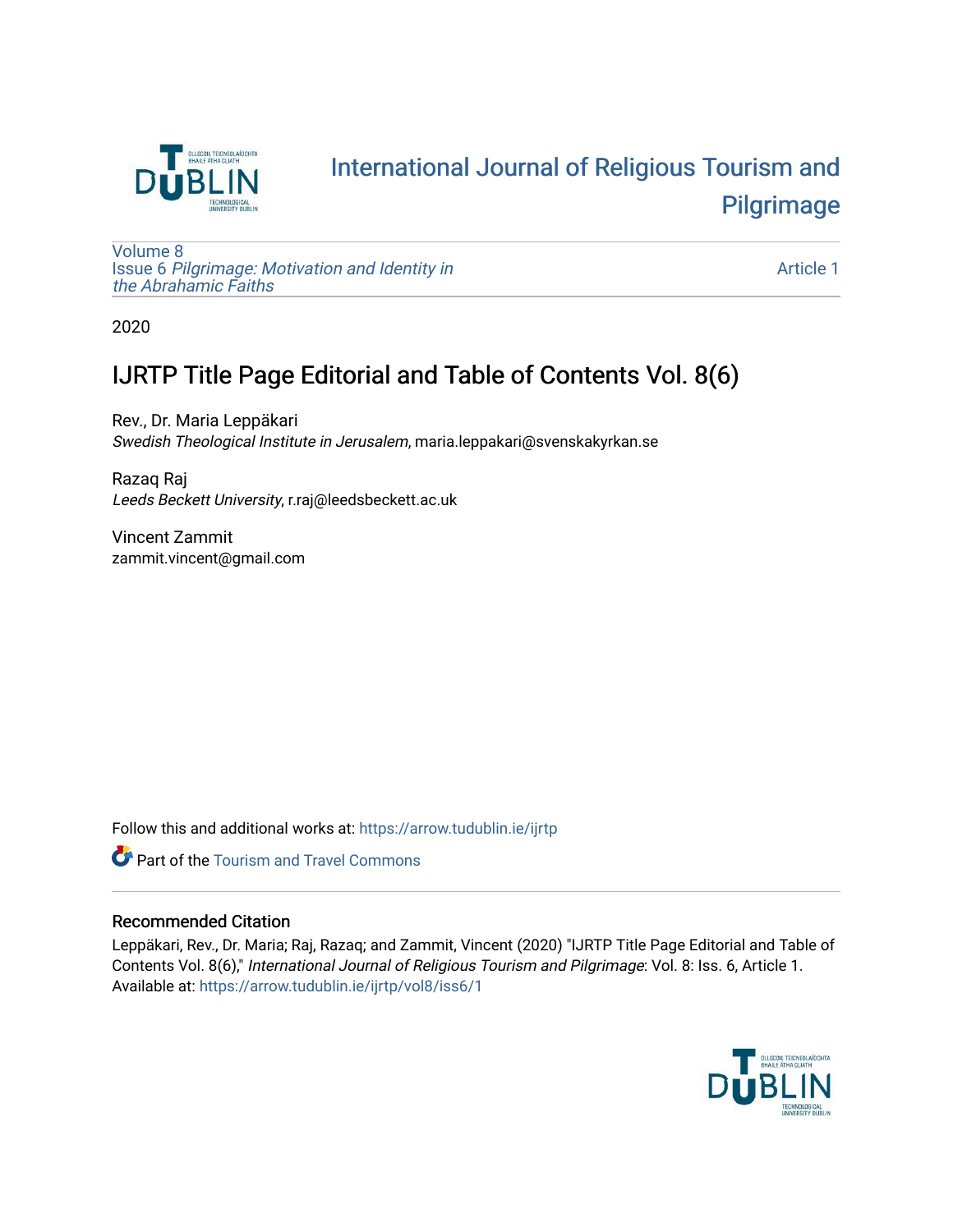International Journal of Religious Tourism and Pilgrimage

Volume 8
Issue 6 *Pilgrimage: Motivation and Identity in the Abrahamic Faiths*

Article 1

2020

# IJRTP Title Page Editorial and Table of Contents Vol. 8(6)

Rev., Dr. Maria Leppäkari
*Swedish Theological Institute in Jerusalem*, maria.leppakari@svenskakyrkan.se

Razaq Raj
*Leeds Beckett University*, r.raj@leedsbeckett.ac.uk

Vincent Zammit
zammit.vincent@gmail.com

Follow this and additional works at: https://arrow.tudublin.ie/ijrtp

Part of the Tourism and Travel Commons

## Recommended Citation

Leppäkari, Rev., Dr. Maria; Raj, Razaq; and Zammit, Vincent (2020) "IJRTP Title Page Editorial and Table of Contents Vol. 8(6)," *International Journal of Religious Tourism and Pilgrimage*: Vol. 8: Iss. 6, Article 1.
Available at: https://arrow.tudublin.ie/ijrtp/vol8/iss6/1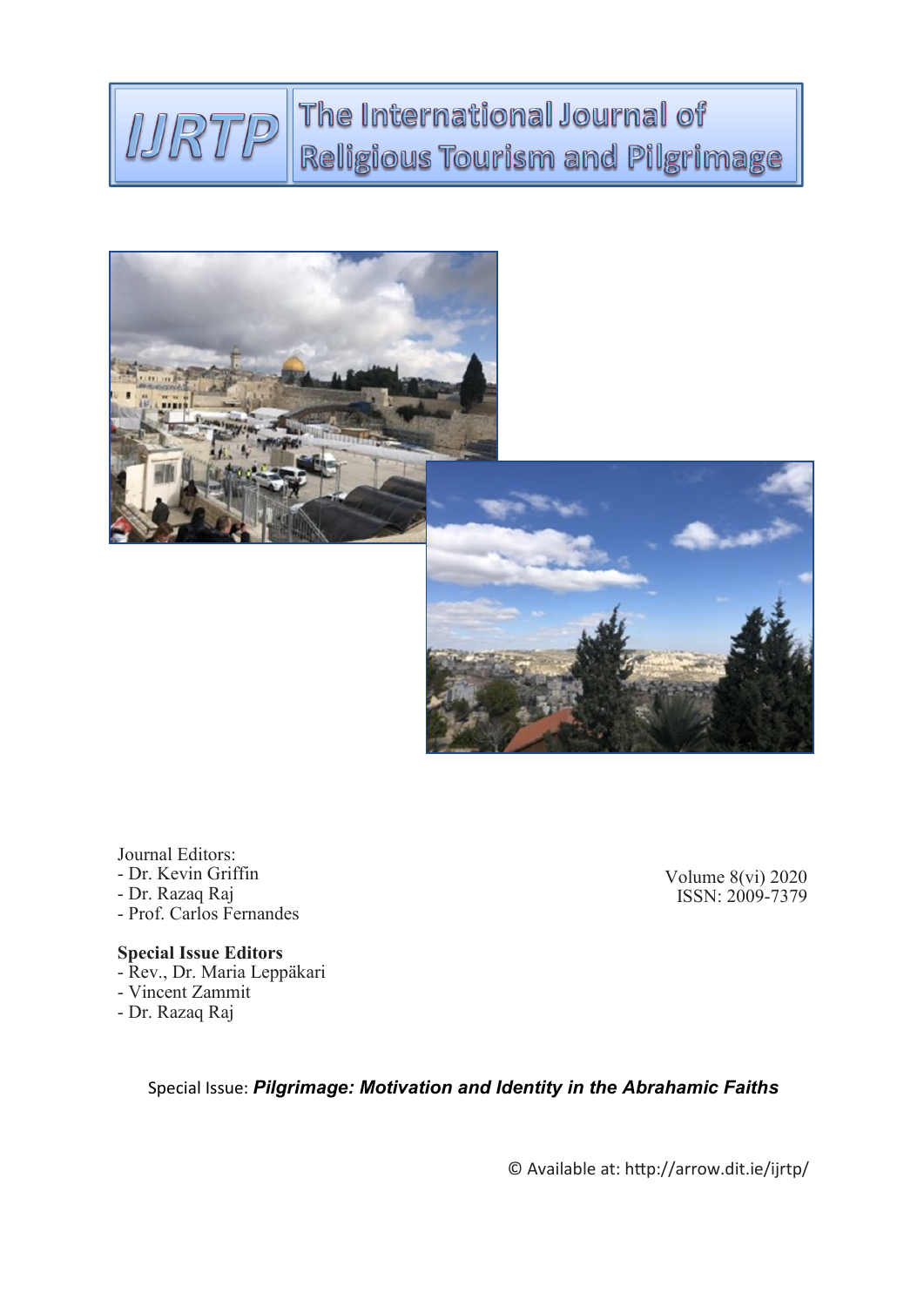# IJRTP The International Journal of Religious Tourism and Pilgrimage

Journal Editors:
- Dr. Kevin Griffin
- Dr. Razaq Raj
- Prof. Carlos Fernandes

Volume 8(vi) 2020
ISSN: 2009-7379

**Special Issue Editors**
- Rev., Dr. Maria Leppäkari
- Vincent Zammit
- Dr. Razaq Raj

Special Issue: ***Pilgrimage: Motivation and Identity in the Abrahamic Faiths***

© Available at: http://arrow.dit.ie/ijrtp/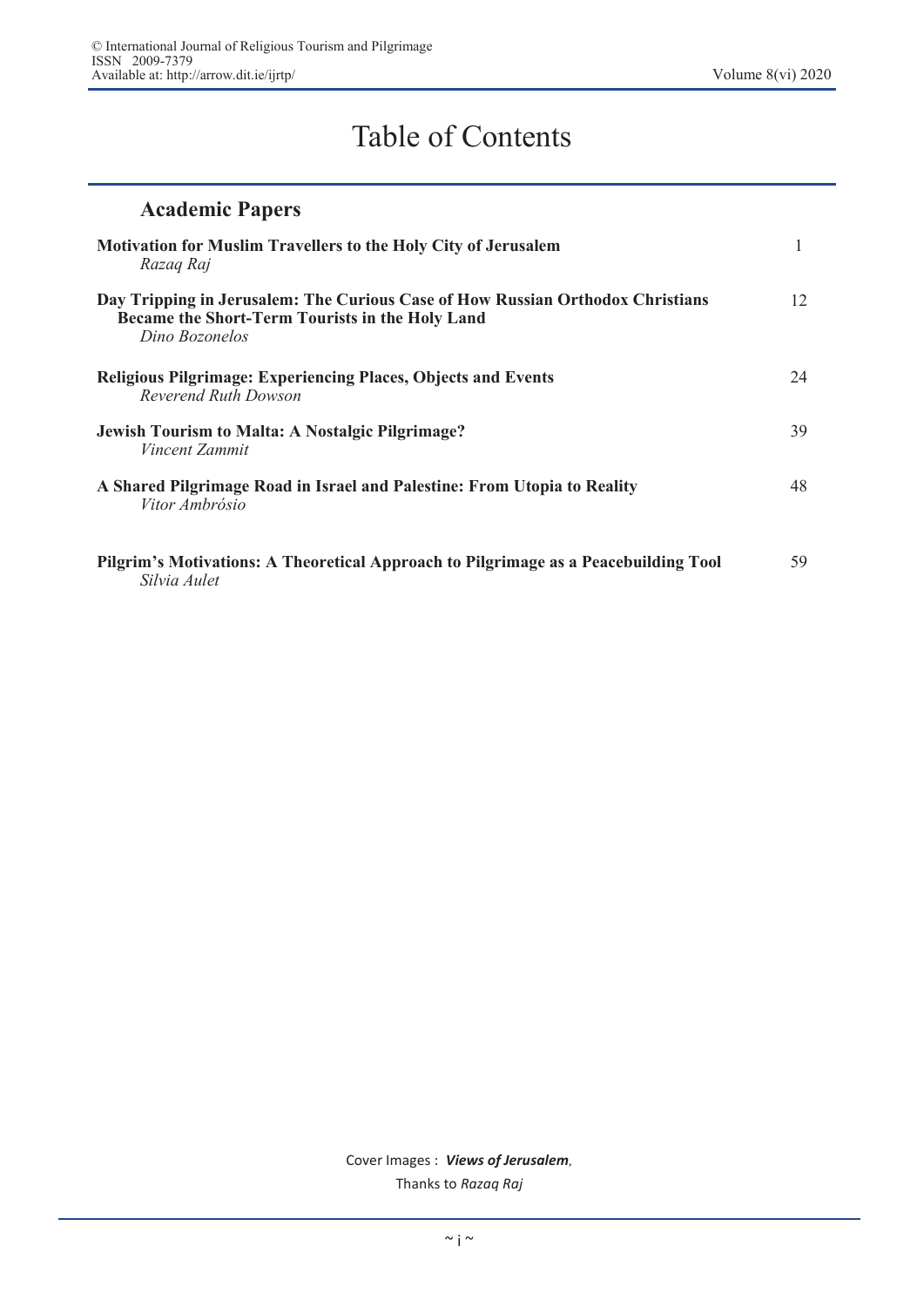# Table of Contents

## Academic Papers

**Motivation for Muslim Travellers to the Holy City of Jerusalem** — 1
*Razaq Raj*

**Day Tripping in Jerusalem: The Curious Case of How Russian Orthodox Christians Became the Short-Term Tourists in the Holy Land** — 12
*Dino Bozonelos*

**Religious Pilgrimage: Experiencing Places, Objects and Events** — 24
*Reverend Ruth Dowson*

**Jewish Tourism to Malta: A Nostalgic Pilgrimage?** — 39
*Vincent Zammit*

**A Shared Pilgrimage Road in Israel and Palestine: From Utopia to Reality** — 48
*Vitor Ambrósio*

**Pilgrim's Motivations: A Theoretical Approach to Pilgrimage as a Peacebuilding Tool** — 59
*Silvia Aulet*

Cover Images : ***Views of Jerusalem***,
Thanks to *Razaq Raj*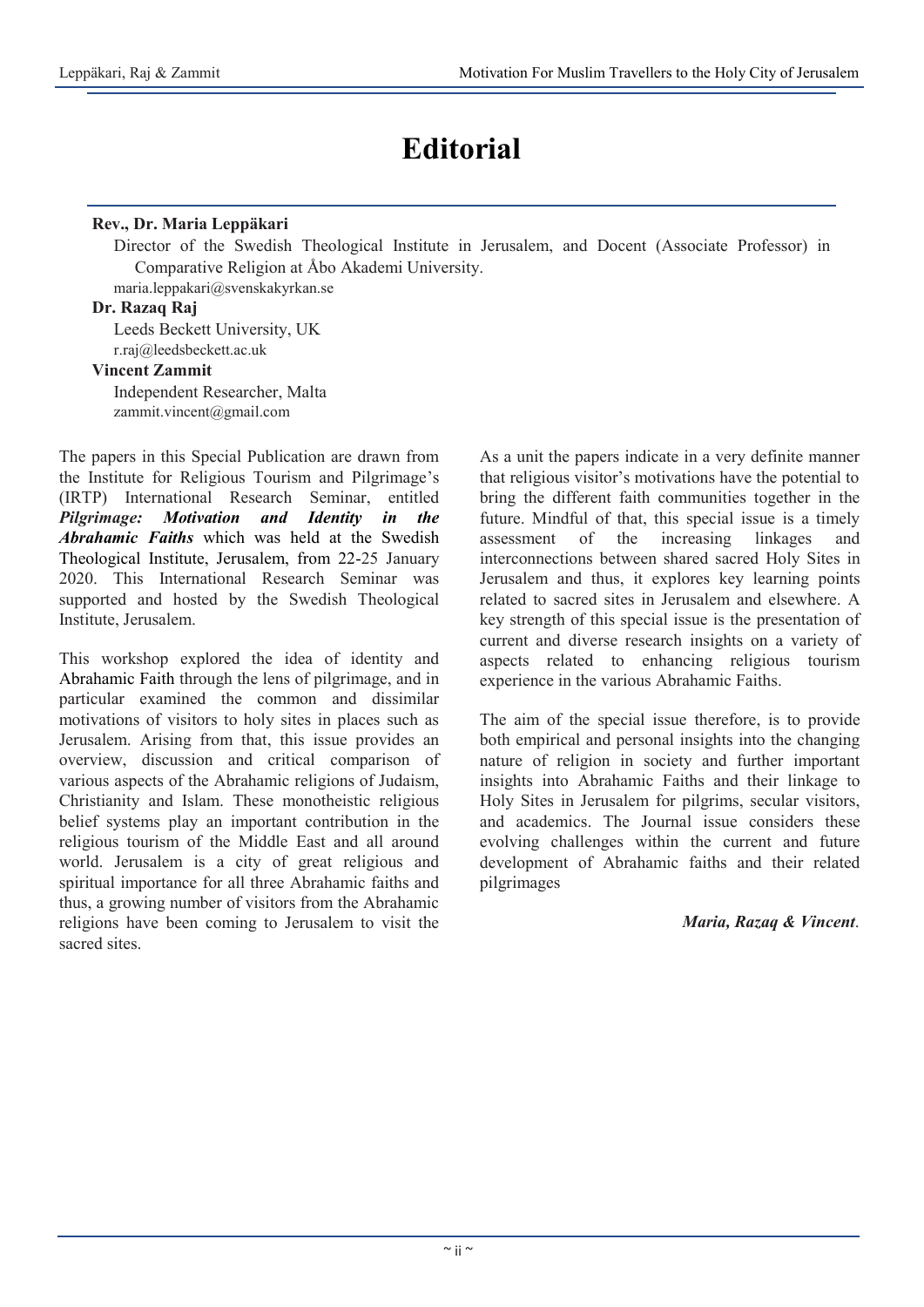# Editorial

**Rev., Dr. Maria Leppäkari**

Director of the Swedish Theological Institute in Jerusalem, and Docent (Associate Professor) in Comparative Religion at Åbo Akademi University.

maria.leppakari@svenskakyrkan.se

**Dr. Razaq Raj**

Leeds Beckett University, UK

r.raj@leedsbeckett.ac.uk

**Vincent Zammit**

Independent Researcher, Malta

zammit.vincent@gmail.com

The papers in this Special Publication are drawn from the Institute for Religious Tourism and Pilgrimage's (IRTP) International Research Seminar, entitled ***Pilgrimage: Motivation and Identity in the Abrahamic Faiths*** which was held at the Swedish Theological Institute, Jerusalem, from 22-25 January 2020. This International Research Seminar was supported and hosted by the Swedish Theological Institute, Jerusalem.

This workshop explored the idea of identity and Abrahamic Faith through the lens of pilgrimage, and in particular examined the common and dissimilar motivations of visitors to holy sites in places such as Jerusalem. Arising from that, this issue provides an overview, discussion and critical comparison of various aspects of the Abrahamic religions of Judaism, Christianity and Islam. These monotheistic religious belief systems play an important contribution in the religious tourism of the Middle East and all around world. Jerusalem is a city of great religious and spiritual importance for all three Abrahamic faiths and thus, a growing number of visitors from the Abrahamic religions have been coming to Jerusalem to visit the sacred sites.

As a unit the papers indicate in a very definite manner that religious visitor's motivations have the potential to bring the different faith communities together in the future. Mindful of that, this special issue is a timely assessment of the increasing linkages and interconnections between shared sacred Holy Sites in Jerusalem and thus, it explores key learning points related to sacred sites in Jerusalem and elsewhere. A key strength of this special issue is the presentation of current and diverse research insights on a variety of aspects related to enhancing religious tourism experience in the various Abrahamic Faiths.

The aim of the special issue therefore, is to provide both empirical and personal insights into the changing nature of religion in society and further important insights into Abrahamic Faiths and their linkage to Holy Sites in Jerusalem for pilgrims, secular visitors, and academics. The Journal issue considers these evolving challenges within the current and future development of Abrahamic faiths and their related pilgrimages

***Maria, Razaq & Vincent***.